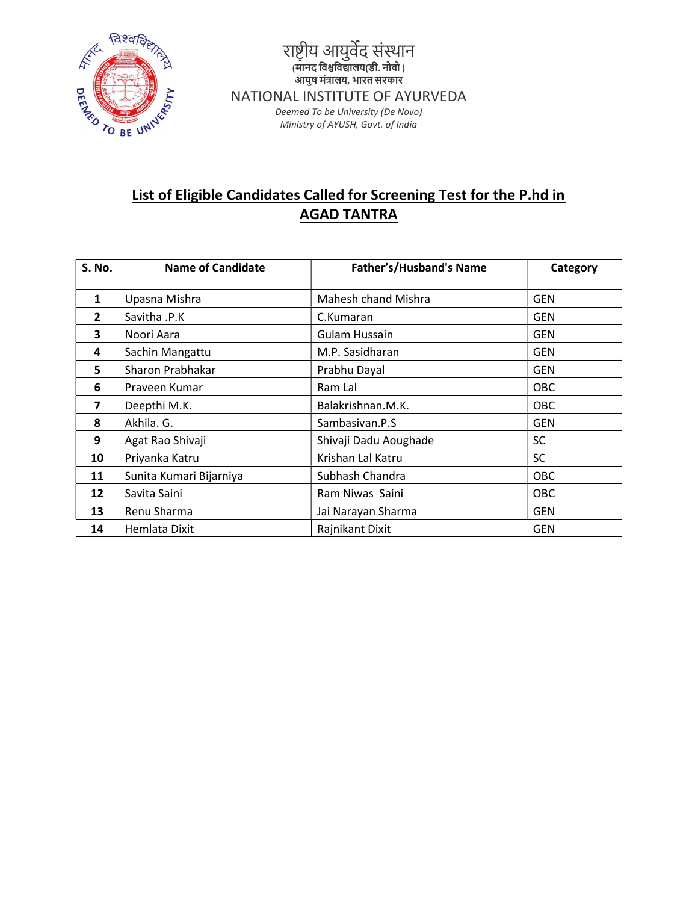राष्ट्रीय आयुर्वेद संस्थान
(मानद विश्वविद्यालय(डी. नोवो )
आयुष मंत्रालय, भारत सरकार
NATIONAL INSTITUTE OF AYURVEDA
*Deemed To be University (De Novo)*
*Ministry of AYUSH, Govt. of India*

## List of Eligible Candidates Called for Screening Test for the P.hd in AGAD TANTRA

| S. No. | Name of Candidate | Father's/Husband's Name | Category |
|---|---|---|---|
| 1 | Upasna Mishra | Mahesh chand Mishra | GEN |
| 2 | Savitha .P.K | C.Kumaran | GEN |
| 3 | Noori Aara | Gulam Hussain | GEN |
| 4 | Sachin Mangattu | M.P. Sasidharan | GEN |
| 5 | Sharon Prabhakar | Prabhu Dayal | GEN |
| 6 | Praveen Kumar | Ram Lal | OBC |
| 7 | Deepthi M.K. | Balakrishnan.M.K. | OBC |
| 8 | Akhila. G. | Sambasivan.P.S | GEN |
| 9 | Agat Rao Shivaji | Shivaji Dadu Aoughade | SC |
| 10 | Priyanka Katru | Krishan Lal Katru | SC |
| 11 | Sunita Kumari Bijarniya | Subhash Chandra | OBC |
| 12 | Savita Saini | Ram Niwas Saini | OBC |
| 13 | Renu Sharma | Jai Narayan Sharma | GEN |
| 14 | Hemlata Dixit | Rajnikant Dixit | GEN |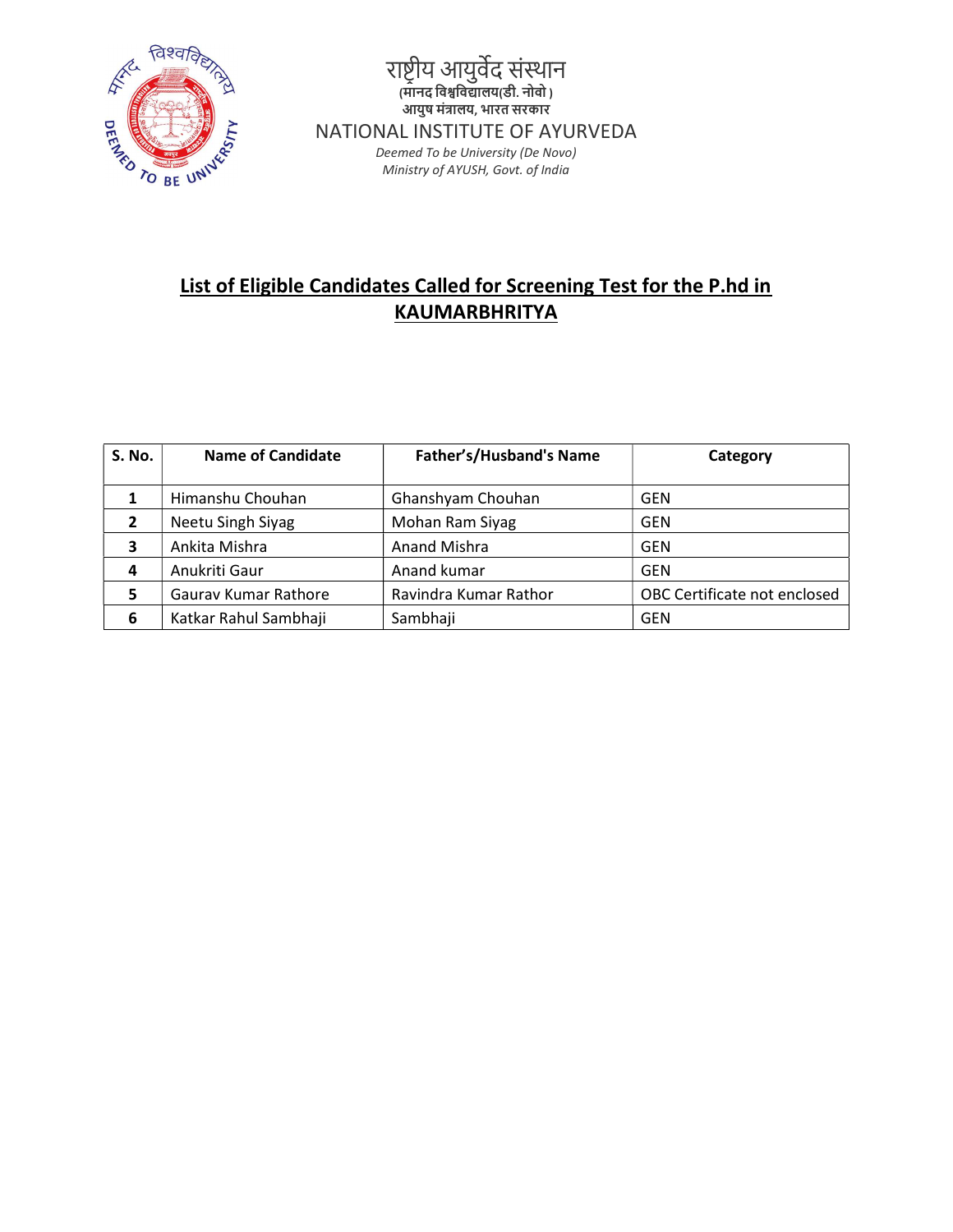राष्ट्रीय आयुर्वेद संस्थान
(मानद विश्वविद्यालय(डी. नोवो)
आयुष मंत्रालय, भारत सरकार
NATIONAL INSTITUTE OF AYURVEDA
*Deemed To be University (De Novo)*
*Ministry of AYUSH, Govt. of India*

## List of Eligible Candidates Called for Screening Test for the P.hd in KAUMARBHRITYA

| S. No. | Name of Candidate | Father's/Husband's Name | Category |
|---|---|---|---|
| 1 | Himanshu Chouhan | Ghanshyam Chouhan | GEN |
| 2 | Neetu Singh Siyag | Mohan Ram Siyag | GEN |
| 3 | Ankita Mishra | Anand Mishra | GEN |
| 4 | Anukriti Gaur | Anand kumar | GEN |
| 5 | Gaurav Kumar Rathore | Ravindra Kumar Rathor | OBC Certificate not enclosed |
| 6 | Katkar Rahul Sambhaji | Sambhaji | GEN |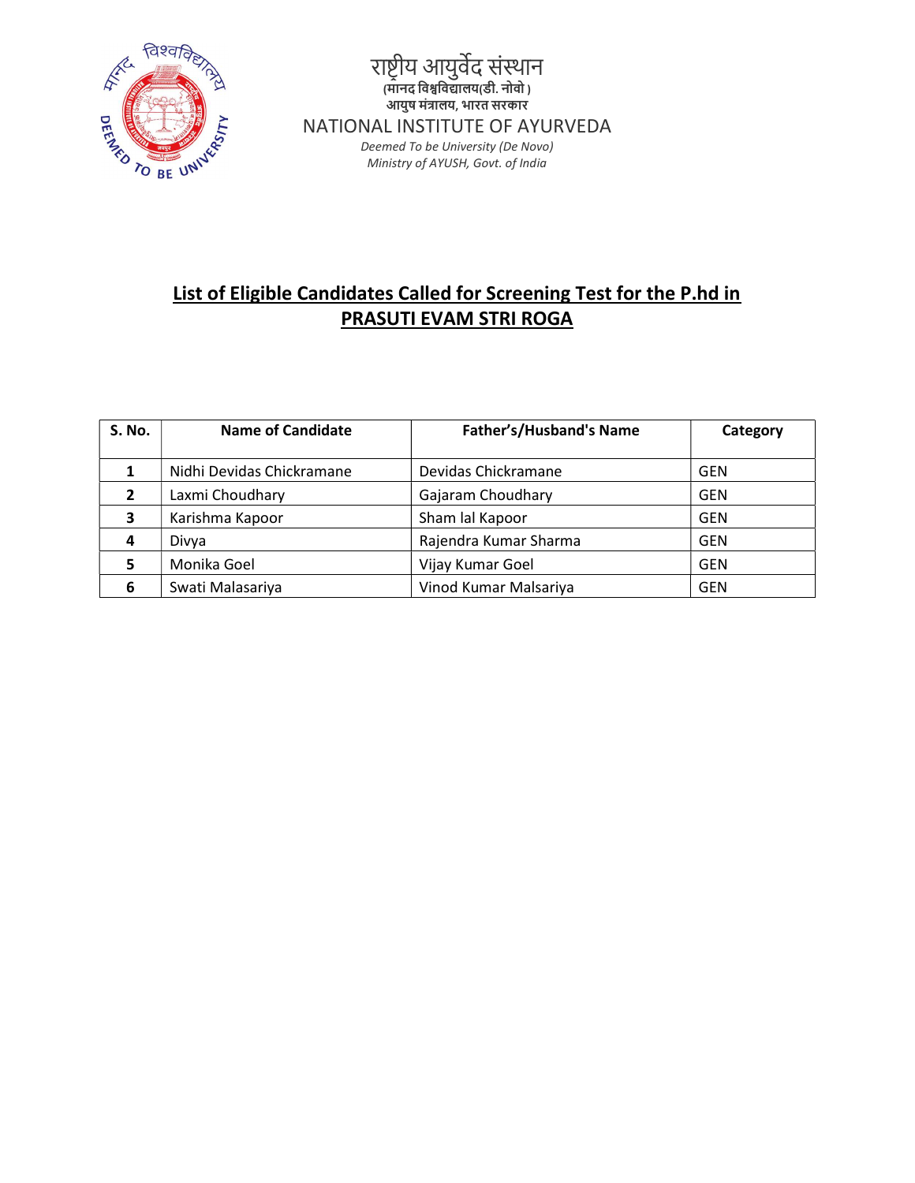राष्ट्रीय आयुर्वेद संस्थान
(मानद विश्वविद्यालय(डी. नोवो)
आयुष मंत्रालय, भारत सरकार
NATIONAL INSTITUTE OF AYURVEDA
*Deemed To be University (De Novo)*
*Ministry of AYUSH, Govt. of India*

## List of Eligible Candidates Called for Screening Test for the P.hd in PRASUTI EVAM STRI ROGA

| S. No. | Name of Candidate | Father's/Husband's Name | Category |
|---|---|---|---|
| 1 | Nidhi Devidas Chickramane | Devidas Chickramane | GEN |
| 2 | Laxmi Choudhary | Gajaram Choudhary | GEN |
| 3 | Karishma Kapoor | Sham lal Kapoor | GEN |
| 4 | Divya | Rajendra Kumar Sharma | GEN |
| 5 | Monika Goel | Vijay Kumar Goel | GEN |
| 6 | Swati Malasariya | Vinod Kumar Malsariya | GEN |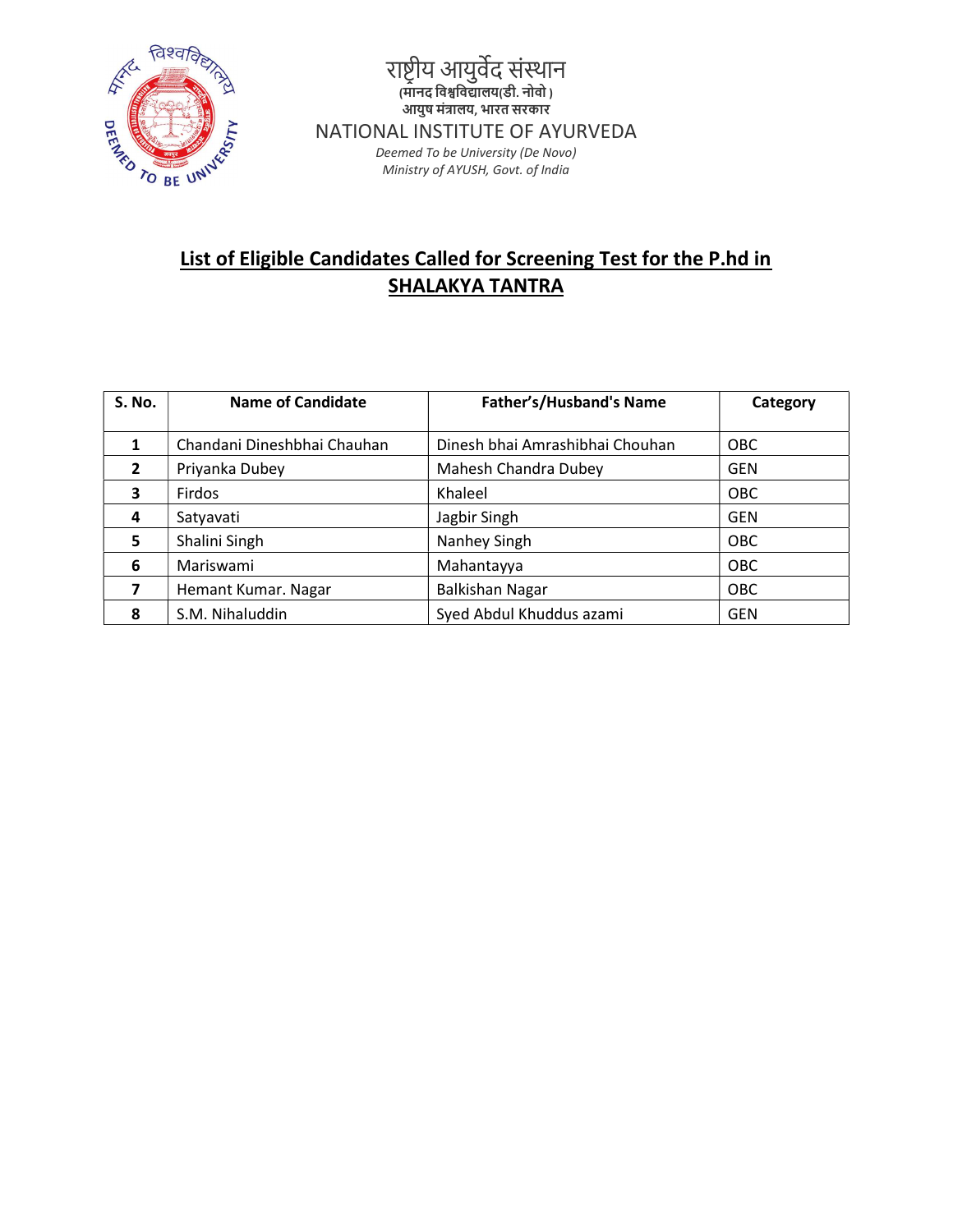राष्ट्रीय आयुर्वेद संस्थान
(मानद विश्वविद्यालय(डी. नोवो)
आयुष मंत्रालय, भारत सरकार

NATIONAL INSTITUTE OF AYURVEDA

*Deemed To be University (De Novo)*
*Ministry of AYUSH, Govt. of India*

## List of Eligible Candidates Called for Screening Test for the P.hd in SHALAKYA TANTRA

| S. No. | Name of Candidate | Father's/Husband's Name | Category |
|---|---|---|---|
| 1 | Chandani Dineshbhai Chauhan | Dinesh bhai Amrashibhai Chouhan | OBC |
| 2 | Priyanka Dubey | Mahesh Chandra Dubey | GEN |
| 3 | Firdos | Khaleel | OBC |
| 4 | Satyavati | Jagbir Singh | GEN |
| 5 | Shalini Singh | Nanhey Singh | OBC |
| 6 | Mariswami | Mahantayya | OBC |
| 7 | Hemant Kumar. Nagar | Balkishan Nagar | OBC |
| 8 | S.M. Nihaluddin | Syed Abdul Khuddus azami | GEN |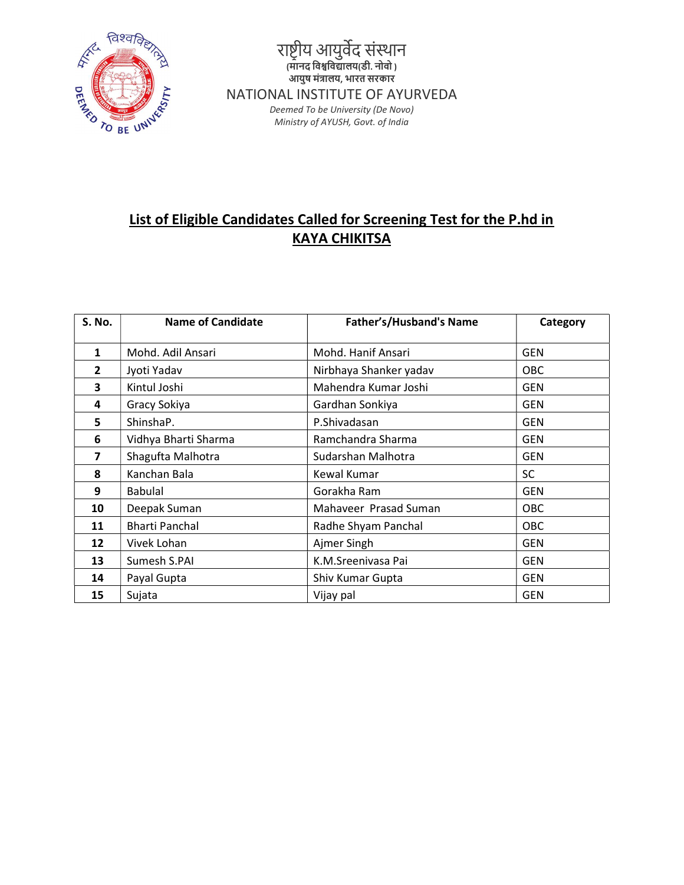राष्ट्रीय आयुर्वेद संस्थान
(मानद विश्वविद्यालय(डी. नोवो )
आयुष मंत्रालय, भारत सरकार
NATIONAL INSTITUTE OF AYURVEDA
*Deemed To be University (De Novo)*
*Ministry of AYUSH, Govt. of India*

## List of Eligible Candidates Called for Screening Test for the P.hd in KAYA CHIKITSA

| S. No. | Name of Candidate | Father's/Husband's Name | Category |
|---|---|---|---|
| 1 | Mohd. Adil Ansari | Mohd. Hanif Ansari | GEN |
| 2 | Jyoti Yadav | Nirbhaya Shanker yadav | OBC |
| 3 | Kintul Joshi | Mahendra Kumar Joshi | GEN |
| 4 | Gracy Sokiya | Gardhan Sonkiya | GEN |
| 5 | ShinshaP. | P.Shivadasan | GEN |
| 6 | Vidhya Bharti Sharma | Ramchandra Sharma | GEN |
| 7 | Shagufta Malhotra | Sudarshan Malhotra | GEN |
| 8 | Kanchan Bala | Kewal Kumar | SC |
| 9 | Babulal | Gorakha Ram | GEN |
| 10 | Deepak Suman | Mahaveer Prasad Suman | OBC |
| 11 | Bharti Panchal | Radhe Shyam Panchal | OBC |
| 12 | Vivek Lohan | Ajmer Singh | GEN |
| 13 | Sumesh S.PAI | K.M.Sreenivasa Pai | GEN |
| 14 | Payal Gupta | Shiv Kumar Gupta | GEN |
| 15 | Sujata | Vijay pal | GEN |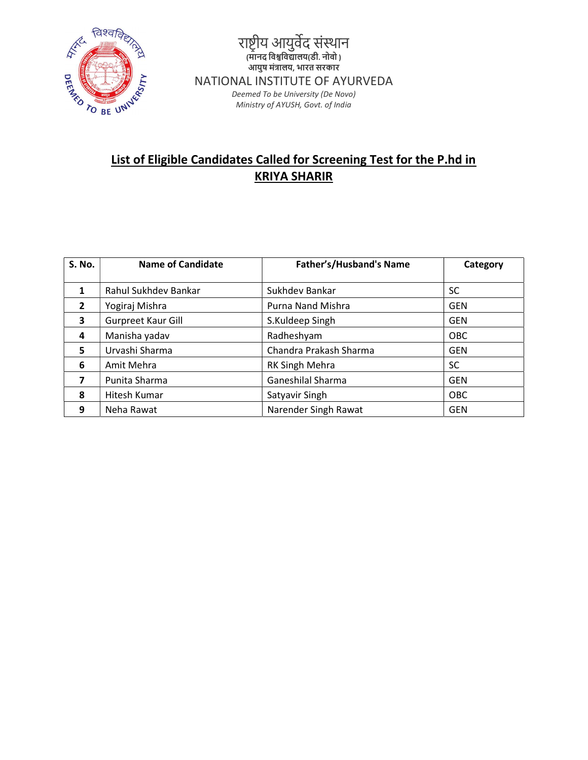राष्ट्रीय आयुर्वेद संस्थान
(मानद विश्वविद्यालय(डी. नोवो )
आयुष मंत्रालय, भारत सरकार

NATIONAL INSTITUTE OF AYURVEDA

*Deemed To be University (De Novo)*
*Ministry of AYUSH, Govt. of India*

## List of Eligible Candidates Called for Screening Test for the P.hd in KRIYA SHARIR

| S. No. | Name of Candidate | Father's/Husband's Name | Category |
|---|---|---|---|
| 1 | Rahul Sukhdev Bankar | Sukhdev Bankar | SC |
| 2 | Yogiraj Mishra | Purna Nand Mishra | GEN |
| 3 | Gurpreet Kaur Gill | S.Kuldeep Singh | GEN |
| 4 | Manisha yadav | Radheshyam | OBC |
| 5 | Urvashi Sharma | Chandra Prakash Sharma | GEN |
| 6 | Amit Mehra | RK Singh Mehra | SC |
| 7 | Punita Sharma | Ganeshilal Sharma | GEN |
| 8 | Hitesh Kumar | Satyavir Singh | OBC |
| 9 | Neha Rawat | Narender Singh Rawat | GEN |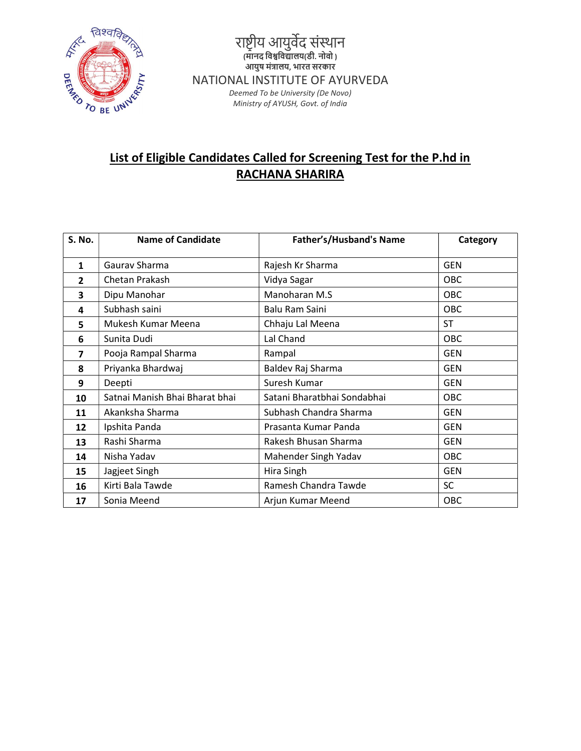राष्ट्रीय आयुर्वेद संस्थान
(मानद विश्वविद्यालय(डी. नोवो)
आयुष मंत्रालय, भारत सरकार
NATIONAL INSTITUTE OF AYURVEDA
*Deemed To be University (De Novo)*
*Ministry of AYUSH, Govt. of India*

## List of Eligible Candidates Called for Screening Test for the P.hd in RACHANA SHARIRA

| S. No. | Name of Candidate | Father's/Husband's Name | Category |
|---|---|---|---|
| 1 | Gaurav Sharma | Rajesh Kr Sharma | GEN |
| 2 | Chetan Prakash | Vidya Sagar | OBC |
| 3 | Dipu Manohar | Manoharan M.S | OBC |
| 4 | Subhash saini | Balu Ram Saini | OBC |
| 5 | Mukesh Kumar Meena | Chhaju Lal Meena | ST |
| 6 | Sunita Dudi | Lal Chand | OBC |
| 7 | Pooja Rampal Sharma | Rampal | GEN |
| 8 | Priyanka Bhardwaj | Baldev Raj Sharma | GEN |
| 9 | Deepti | Suresh Kumar | GEN |
| 10 | Satnai Manish Bhai Bharat bhai | Satani Bharatbhai Sondabhai | OBC |
| 11 | Akanksha Sharma | Subhash Chandra Sharma | GEN |
| 12 | Ipshita Panda | Prasanta Kumar Panda | GEN |
| 13 | Rashi Sharma | Rakesh Bhusan Sharma | GEN |
| 14 | Nisha Yadav | Mahender Singh Yadav | OBC |
| 15 | Jagjeet Singh | Hira Singh | GEN |
| 16 | Kirti Bala Tawde | Ramesh Chandra Tawde | SC |
| 17 | Sonia Meend | Arjun Kumar Meend | OBC |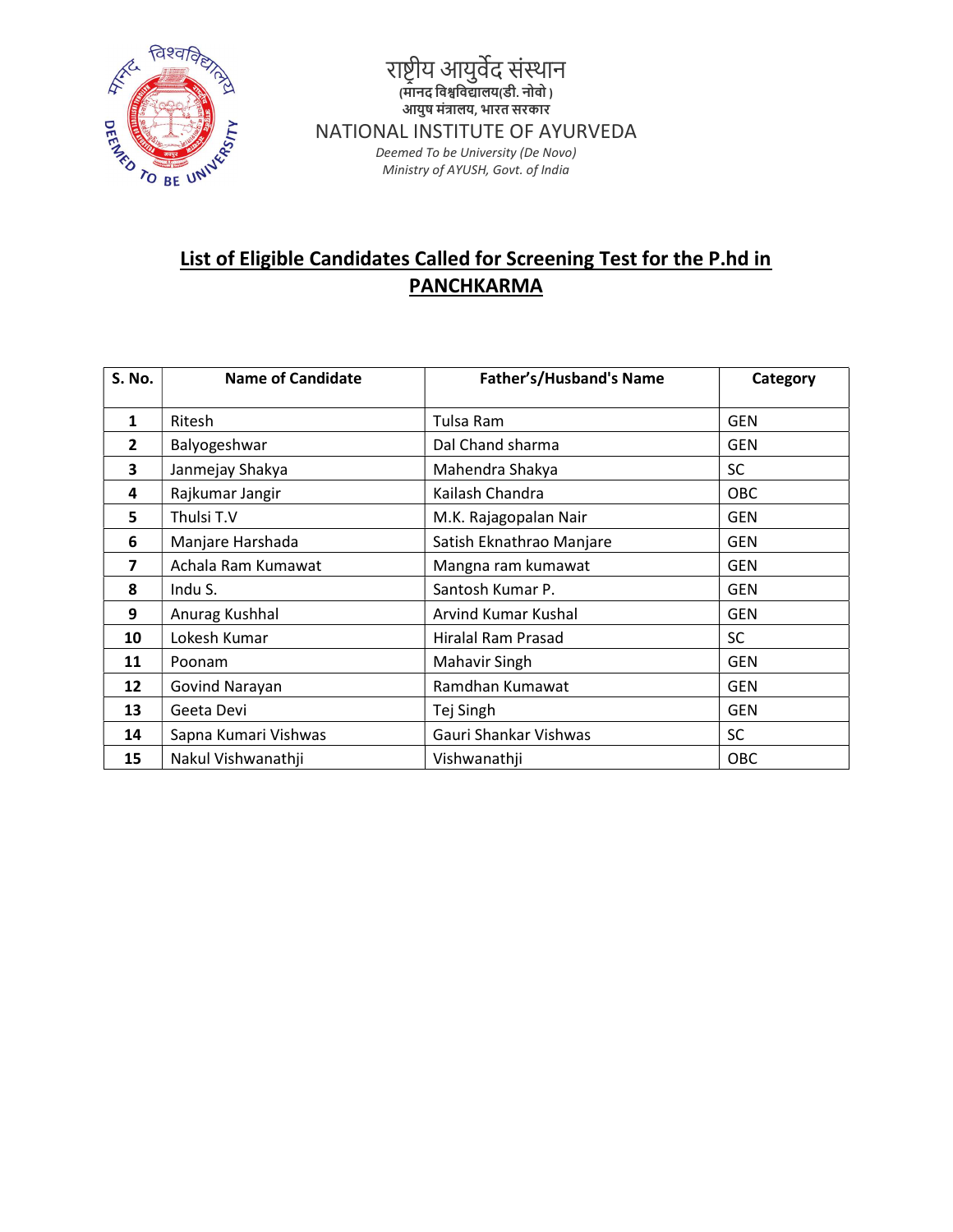राष्ट्रीय आयुर्वेद संस्थान
(मानद विश्वविद्यालय(डी. नोवो )
आयुष मंत्रालय, भारत सरकार
NATIONAL INSTITUTE OF AYURVEDA
*Deemed To be University (De Novo)*
*Ministry of AYUSH, Govt. of India*

## List of Eligible Candidates Called for Screening Test for the P.hd in PANCHKARMA

| S. No. | Name of Candidate | Father's/Husband's Name | Category |
|---|---|---|---|
| 1 | Ritesh | Tulsa Ram | GEN |
| 2 | Balyogeshwar | Dal Chand sharma | GEN |
| 3 | Janmejay Shakya | Mahendra Shakya | SC |
| 4 | Rajkumar Jangir | Kailash Chandra | OBC |
| 5 | Thulsi T.V | M.K. Rajagopalan Nair | GEN |
| 6 | Manjare Harshada | Satish Eknathrao Manjare | GEN |
| 7 | Achala Ram Kumawat | Mangna ram kumawat | GEN |
| 8 | Indu S. | Santosh Kumar P. | GEN |
| 9 | Anurag Kushhal | Arvind Kumar Kushal | GEN |
| 10 | Lokesh Kumar | Hiralal Ram Prasad | SC |
| 11 | Poonam | Mahavir Singh | GEN |
| 12 | Govind Narayan | Ramdhan Kumawat | GEN |
| 13 | Geeta Devi | Tej Singh | GEN |
| 14 | Sapna Kumari Vishwas | Gauri Shankar Vishwas | SC |
| 15 | Nakul Vishwanathji | Vishwanathji | OBC |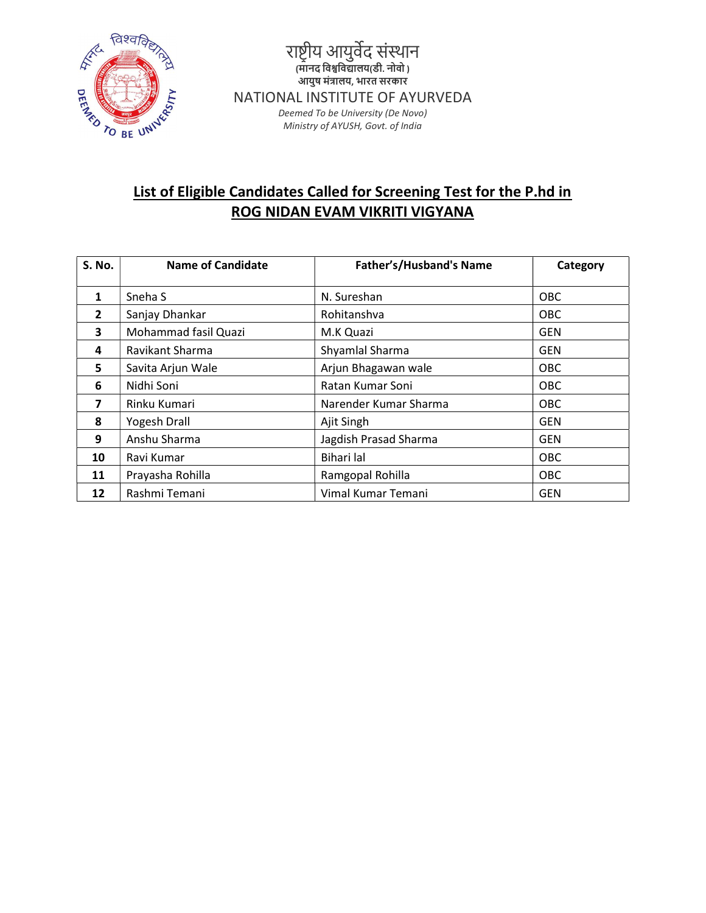राष्ट्रीय आयुर्वेद संस्थान
(मानद विश्वविद्यालय(डी. नोवो)
आयुष मंत्रालय, भारत सरकार
NATIONAL INSTITUTE OF AYURVEDA
*Deemed To be University (De Novo)*
*Ministry of AYUSH, Govt. of India*

## List of Eligible Candidates Called for Screening Test for the P.hd in ROG NIDAN EVAM VIKRITI VIGYANA

| S. No. | Name of Candidate | Father's/Husband's Name | Category |
|---|---|---|---|
| 1 | Sneha S | N. Sureshan | OBC |
| 2 | Sanjay Dhankar | Rohitanshva | OBC |
| 3 | Mohammad fasil Quazi | M.K Quazi | GEN |
| 4 | Ravikant Sharma | Shyamlal Sharma | GEN |
| 5 | Savita Arjun Wale | Arjun Bhagawan wale | OBC |
| 6 | Nidhi Soni | Ratan Kumar Soni | OBC |
| 7 | Rinku Kumari | Narender Kumar Sharma | OBC |
| 8 | Yogesh Drall | Ajit Singh | GEN |
| 9 | Anshu Sharma | Jagdish Prasad Sharma | GEN |
| 10 | Ravi Kumar | Bihari lal | OBC |
| 11 | Prayasha Rohilla | Ramgopal Rohilla | OBC |
| 12 | Rashmi Temani | Vimal Kumar Temani | GEN |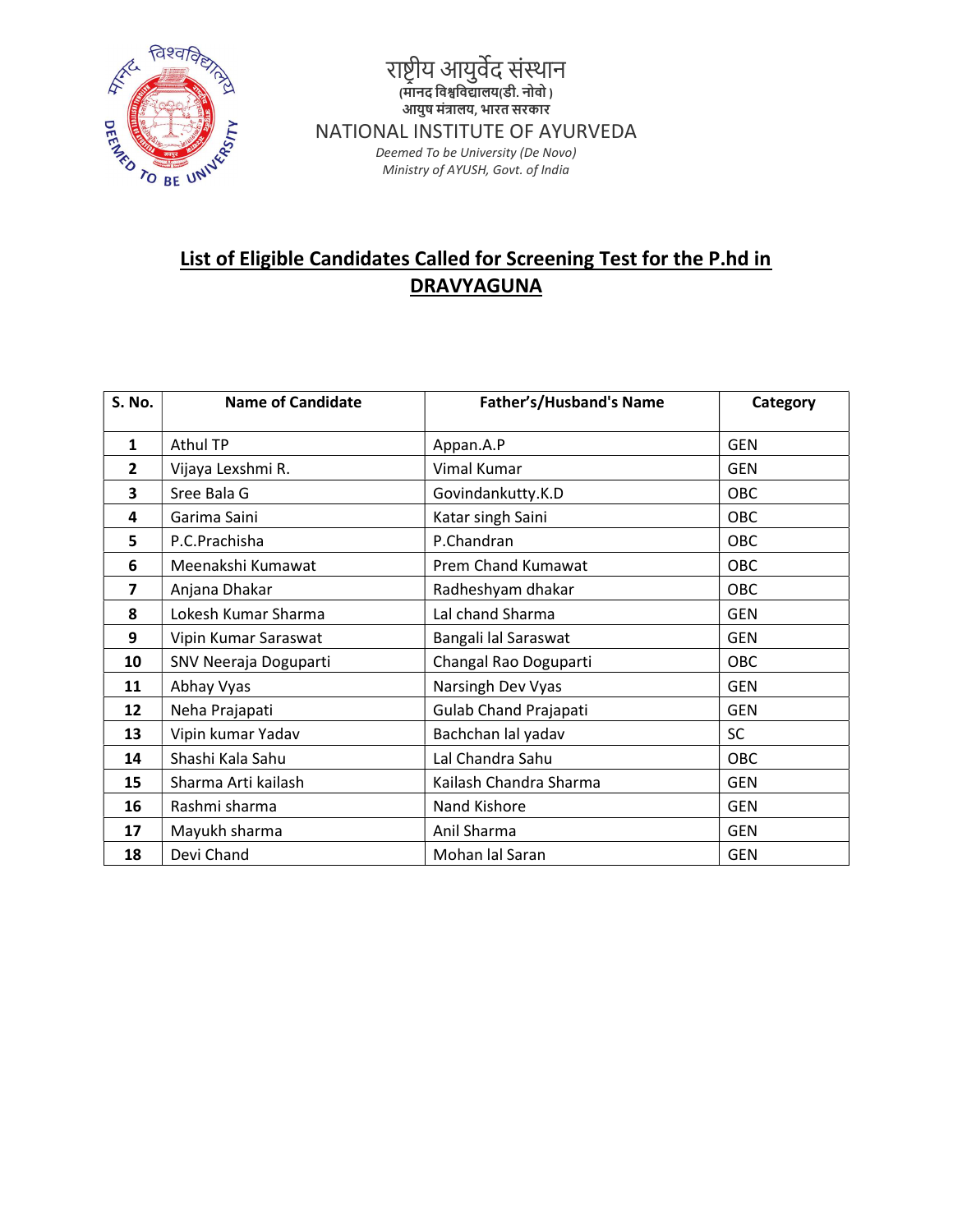राष्ट्रीय आयुर्वेद संस्थान
(मानद विश्वविद्यालय(डी. नोवो )
आयुष मंत्रालय, भारत सरकार
NATIONAL INSTITUTE OF AYURVEDA
*Deemed To be University (De Novo)*
*Ministry of AYUSH, Govt. of India*

## List of Eligible Candidates Called for Screening Test for the P.hd in DRAVYAGUNA

| S. No. | Name of Candidate | Father's/Husband's Name | Category |
|---|---|---|---|
| 1 | Athul TP | Appan.A.P | GEN |
| 2 | Vijaya Lexshmi R. | Vimal Kumar | GEN |
| 3 | Sree Bala G | Govindankutty.K.D | OBC |
| 4 | Garima Saini | Katar singh Saini | OBC |
| 5 | P.C.Prachisha | P.Chandran | OBC |
| 6 | Meenakshi Kumawat | Prem Chand Kumawat | OBC |
| 7 | Anjana Dhakar | Radheshyam dhakar | OBC |
| 8 | Lokesh Kumar Sharma | Lal chand Sharma | GEN |
| 9 | Vipin Kumar Saraswat | Bangali lal Saraswat | GEN |
| 10 | SNV Neeraja Doguparti | Changal Rao Doguparti | OBC |
| 11 | Abhay Vyas | Narsingh Dev Vyas | GEN |
| 12 | Neha Prajapati | Gulab Chand Prajapati | GEN |
| 13 | Vipin kumar Yadav | Bachchan lal yadav | SC |
| 14 | Shashi Kala Sahu | Lal Chandra Sahu | OBC |
| 15 | Sharma Arti kailash | Kailash Chandra Sharma | GEN |
| 16 | Rashmi sharma | Nand Kishore | GEN |
| 17 | Mayukh sharma | Anil Sharma | GEN |
| 18 | Devi Chand | Mohan lal Saran | GEN |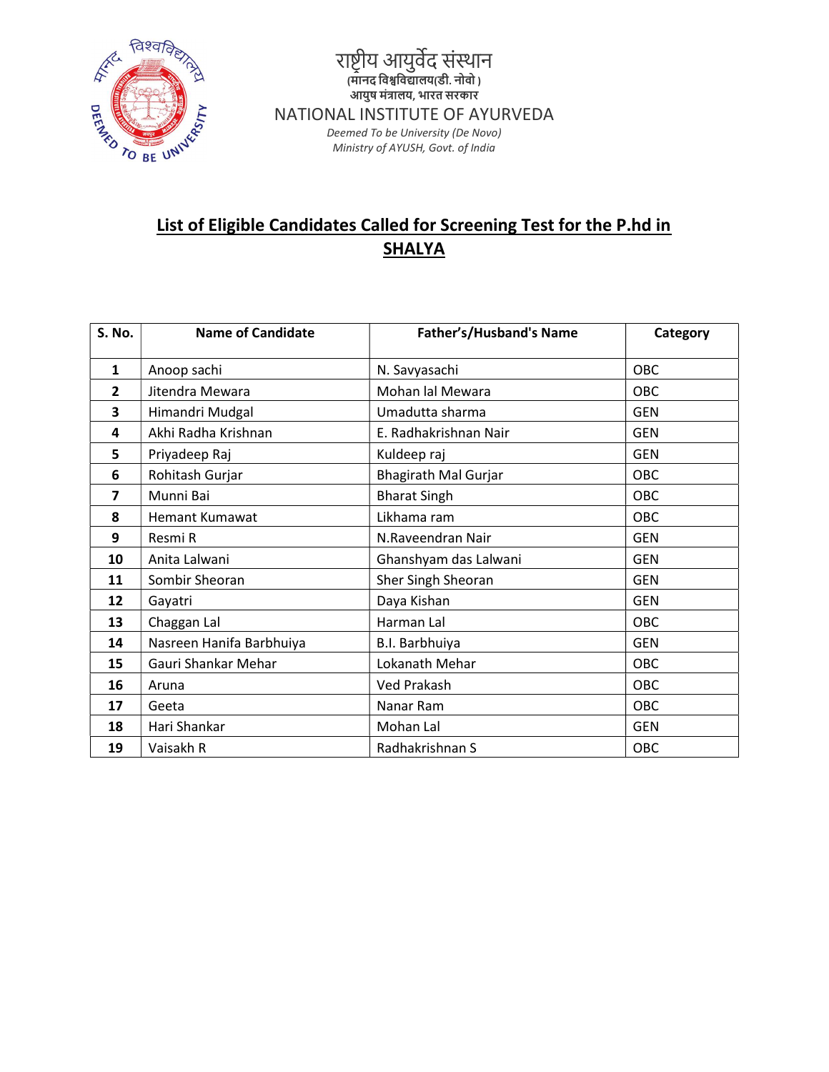राष्ट्रीय आयुर्वेद संस्थान
(मानद विश्वविद्यालय(डी. नोवो)
आयुष मंत्रालय, भारत सरकार

NATIONAL INSTITUTE OF AYURVEDA

*Deemed To be University (De Novo)*
*Ministry of AYUSH, Govt. of India*

## List of Eligible Candidates Called for Screening Test for the P.hd in SHALYA

| S. No. | Name of Candidate | Father's/Husband's Name | Category |
|---|---|---|---|
| 1 | Anoop sachi | N. Savyasachi | OBC |
| 2 | Jitendra Mewara | Mohan lal Mewara | OBC |
| 3 | Himandri Mudgal | Umadutta sharma | GEN |
| 4 | Akhi Radha Krishnan | E. Radhakrishnan Nair | GEN |
| 5 | Priyadeep Raj | Kuldeep raj | GEN |
| 6 | Rohitash Gurjar | Bhagirath Mal Gurjar | OBC |
| 7 | Munni Bai | Bharat Singh | OBC |
| 8 | Hemant Kumawat | Likhama ram | OBC |
| 9 | Resmi R | N.Raveendran Nair | GEN |
| 10 | Anita Lalwani | Ghanshyam das Lalwani | GEN |
| 11 | Sombir Sheoran | Sher Singh Sheoran | GEN |
| 12 | Gayatri | Daya Kishan | GEN |
| 13 | Chaggan Lal | Harman Lal | OBC |
| 14 | Nasreen Hanifa Barbhuiya | B.I. Barbhuiya | GEN |
| 15 | Gauri Shankar Mehar | Lokanath Mehar | OBC |
| 16 | Aruna | Ved Prakash | OBC |
| 17 | Geeta | Nanar Ram | OBC |
| 18 | Hari Shankar | Mohan Lal | GEN |
| 19 | Vaisakh R | Radhakrishnan S | OBC |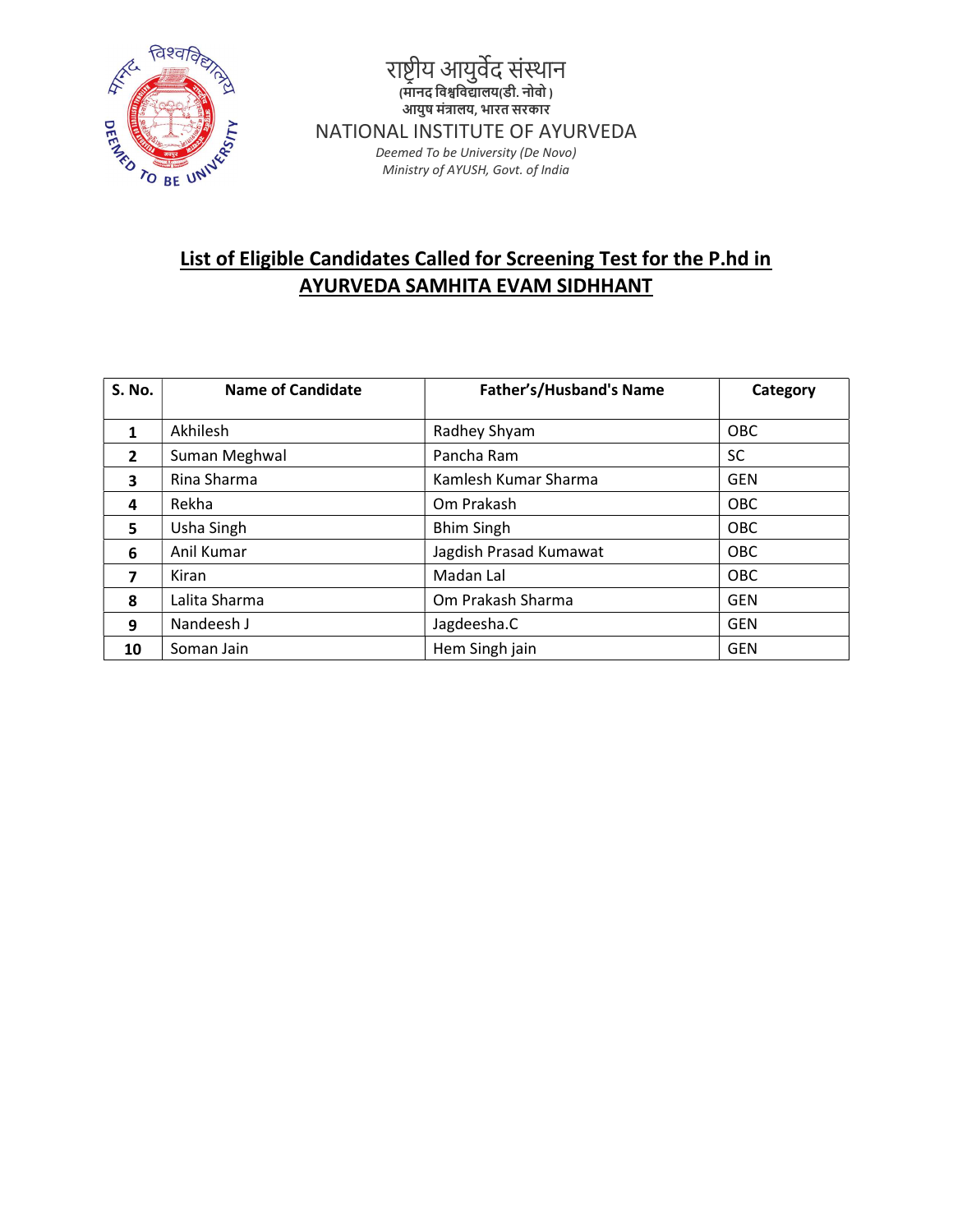राष्ट्रीय आयुर्वेद संस्थान
(मानद विश्वविद्यालय(डी. नोवो)
आयुष मंत्रालय, भारत सरकार
NATIONAL INSTITUTE OF AYURVEDA
*Deemed To be University (De Novo)*
*Ministry of AYUSH, Govt. of India*

## List of Eligible Candidates Called for Screening Test for the P.hd in AYURVEDA SAMHITA EVAM SIDHHANT

| S. No. | Name of Candidate | Father's/Husband's Name | Category |
|---|---|---|---|
| 1 | Akhilesh | Radhey Shyam | OBC |
| 2 | Suman Meghwal | Pancha Ram | SC |
| 3 | Rina Sharma | Kamlesh Kumar Sharma | GEN |
| 4 | Rekha | Om Prakash | OBC |
| 5 | Usha Singh | Bhim Singh | OBC |
| 6 | Anil Kumar | Jagdish Prasad Kumawat | OBC |
| 7 | Kiran | Madan Lal | OBC |
| 8 | Lalita Sharma | Om Prakash Sharma | GEN |
| 9 | Nandeesh J | Jagdeesha.C | GEN |
| 10 | Soman Jain | Hem Singh jain | GEN |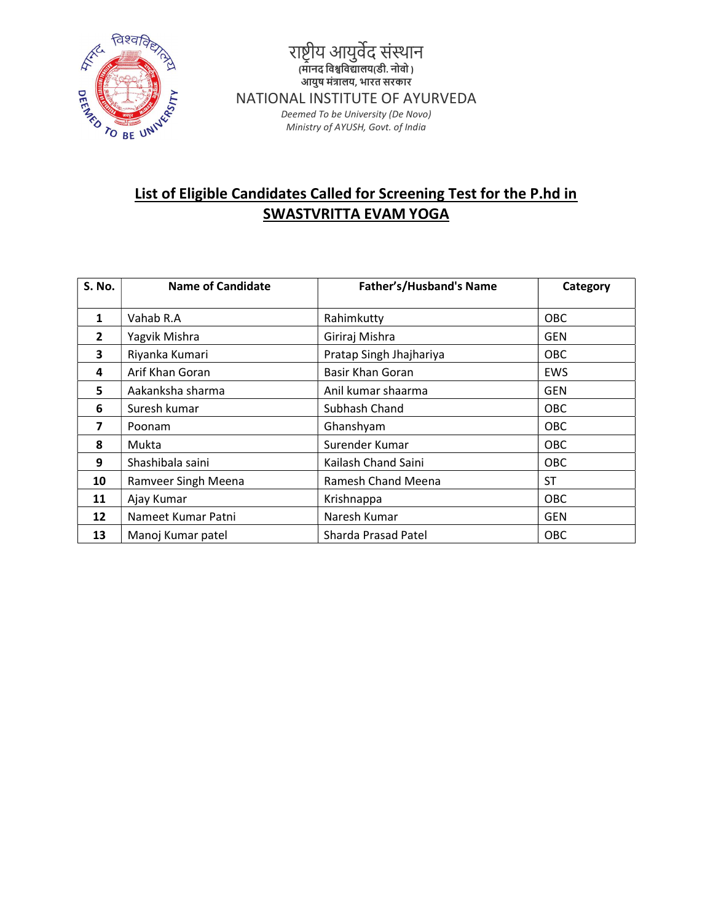राष्ट्रीय आयुर्वेद संस्थान
(मानद विश्वविद्यालय(डी. नोवो)
आयुष मंत्रालय, भारत सरकार

NATIONAL INSTITUTE OF AYURVEDA

*Deemed To be University (De Novo)*
*Ministry of AYUSH, Govt. of India*

## List of Eligible Candidates Called for Screening Test for the P.hd in SWASTVRITTA EVAM YOGA

| S. No. | Name of Candidate | Father's/Husband's Name | Category |
|---|---|---|---|
| 1 | Vahab R.A | Rahimkutty | OBC |
| 2 | Yagvik Mishra | Giriraj Mishra | GEN |
| 3 | Riyanka Kumari | Pratap Singh Jhajhariya | OBC |
| 4 | Arif Khan Goran | Basir Khan Goran | EWS |
| 5 | Aakanksha sharma | Anil kumar shaarma | GEN |
| 6 | Suresh kumar | Subhash Chand | OBC |
| 7 | Poonam | Ghanshyam | OBC |
| 8 | Mukta | Surender Kumar | OBC |
| 9 | Shashibala saini | Kailash Chand Saini | OBC |
| 10 | Ramveer Singh Meena | Ramesh Chand Meena | ST |
| 11 | Ajay Kumar | Krishnappa | OBC |
| 12 | Nameet Kumar Patni | Naresh Kumar | GEN |
| 13 | Manoj Kumar patel | Sharda Prasad Patel | OBC |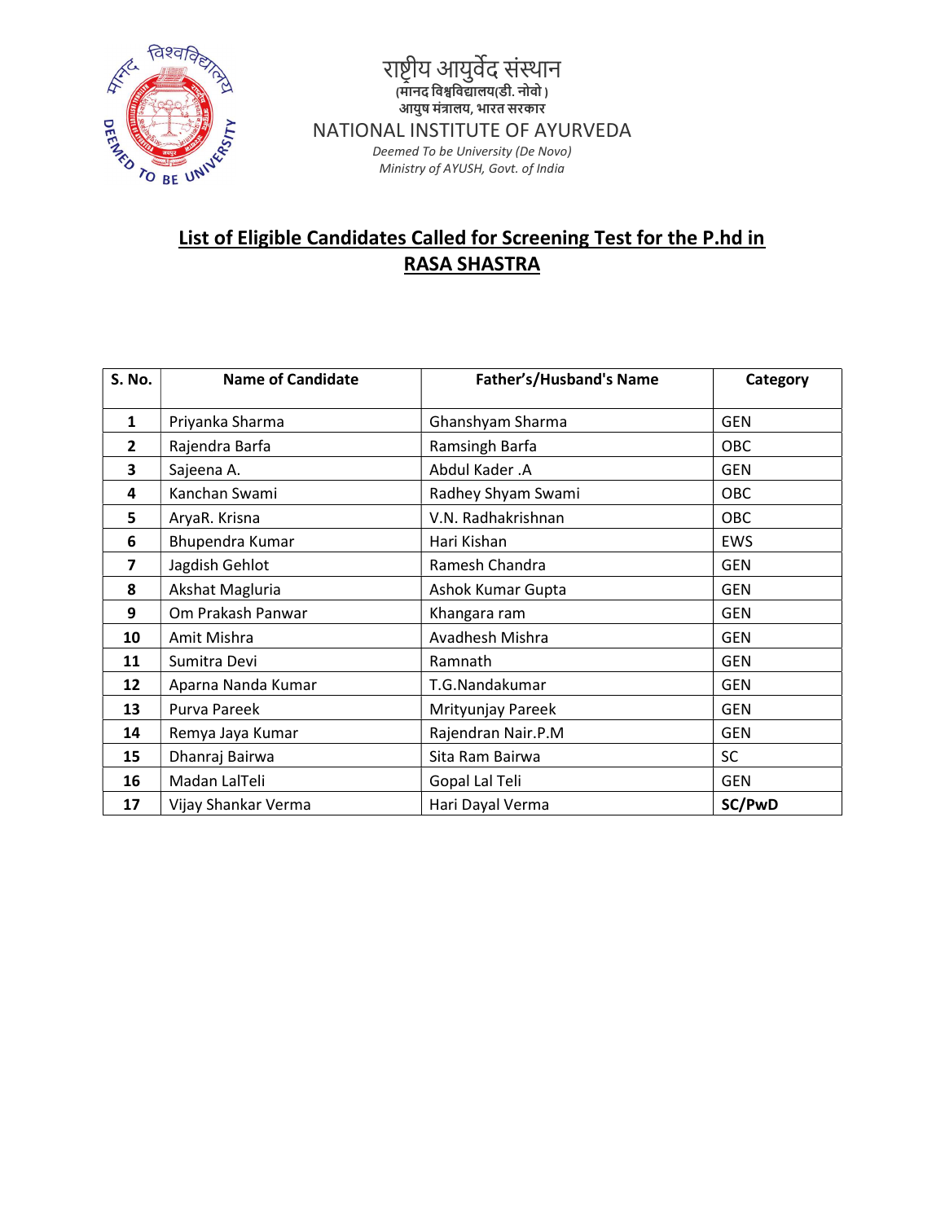राष्ट्रीय आयुर्वेद संस्थान

(मानद विश्वविद्यालय(डी. नोवो)

आयुष मंत्रालय, भारत सरकार

NATIONAL INSTITUTE OF AYURVEDA

*Deemed To be University (De Novo)*

*Ministry of AYUSH, Govt. of India*

## List of Eligible Candidates Called for Screening Test for the P.hd in RASA SHASTRA

| S. No. | Name of Candidate | Father's/Husband's Name | Category |
|---|---|---|---|
| 1 | Priyanka Sharma | Ghanshyam Sharma | GEN |
| 2 | Rajendra Barfa | Ramsingh Barfa | OBC |
| 3 | Sajeena A. | Abdul Kader .A | GEN |
| 4 | Kanchan Swami | Radhey Shyam Swami | OBC |
| 5 | AryaR. Krisna | V.N. Radhakrishnan | OBC |
| 6 | Bhupendra Kumar | Hari Kishan | EWS |
| 7 | Jagdish Gehlot | Ramesh Chandra | GEN |
| 8 | Akshat Magluria | Ashok Kumar Gupta | GEN |
| 9 | Om Prakash Panwar | Khangara ram | GEN |
| 10 | Amit Mishra | Avadhesh Mishra | GEN |
| 11 | Sumitra Devi | Ramnath | GEN |
| 12 | Aparna Nanda Kumar | T.G.Nandakumar | GEN |
| 13 | Purva Pareek | Mrityunjay Pareek | GEN |
| 14 | Remya Jaya Kumar | Rajendran Nair.P.M | GEN |
| 15 | Dhanraj Bairwa | Sita Ram Bairwa | SC |
| 16 | Madan LalTeli | Gopal Lal Teli | GEN |
| 17 | Vijay Shankar Verma | Hari Dayal Verma | **SC/PwD** |